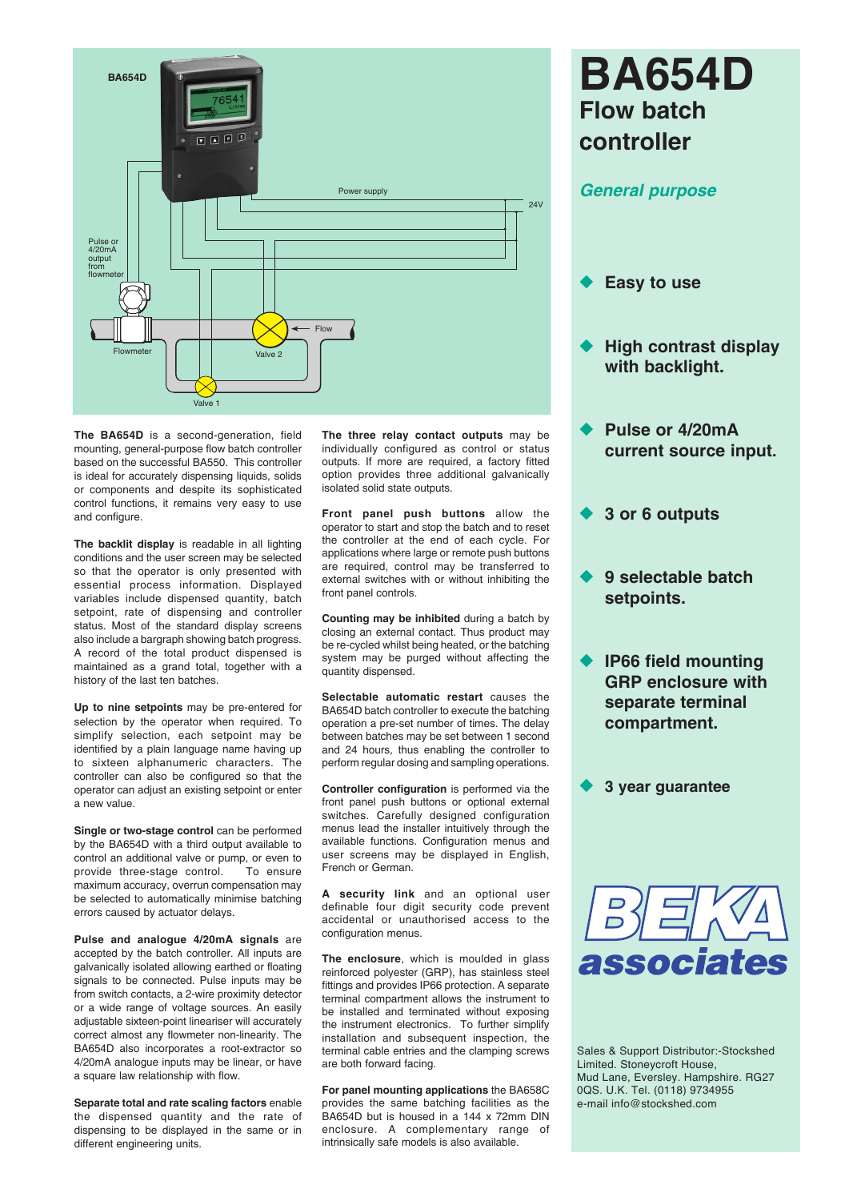# BA654D

## Flow batch controller

*General purpose*

- **Easy to use**
- **High contrast display with backlight.**
- **Pulse or 4/20mA current source input.**
- **3 or 6 outputs**
- **9 selectable batch setpoints.**
- **IP66 field mounting GRP enclosure with separate terminal compartment.**
- **3 year guarantee**

BA654D

Power supply

24V

Pulse or 4/20mA output from flowmeter

Flow

Flowmeter

Valve 2

Valve 1

**The BA654D** is a second-generation, field mounting, general-purpose flow batch controller based on the successful BA550. This controller is ideal for accurately dispensing liquids, solids or components and despite its sophisticated control functions, it remains very easy to use and configure.

**The backlit display** is readable in all lighting conditions and the user screen may be selected so that the operator is only presented with essential process information. Displayed variables include dispensed quantity, batch setpoint, rate of dispensing and controller status. Most of the standard display screens also include a bargraph showing batch progress. A record of the total product dispensed is maintained as a grand total, together with a history of the last ten batches.

**Up to nine setpoints** may be pre-entered for selection by the operator when required. To simplify selection, each setpoint may be identified by a plain language name having up to sixteen alphanumeric characters. The controller can also be configured so that the operator can adjust an existing setpoint or enter a new value.

**Single or two-stage control** can be performed by the BA654D with a third output available to control an additional valve or pump, or even to provide three-stage control. To ensure maximum accuracy, overrun compensation may be selected to automatically minimise batching errors caused by actuator delays.

**Pulse and analogue 4/20mA signals** are accepted by the batch controller. All inputs are galvanically isolated allowing earthed or floating signals to be connected. Pulse inputs may be from switch contacts, a 2-wire proximity detector or a wide range of voltage sources. An easily adjustable sixteen-point lineariser will accurately correct almost any flowmeter non-linearity. The BA654D also incorporates a root-extractor so 4/20mA analogue inputs may be linear, or have a square law relationship with flow.

**Separate total and rate scaling factors** enable the dispensed quantity and the rate of dispensing to be displayed in the same or in different engineering units.

**The three relay contact outputs** may be individually configured as control or status outputs. If more are required, a factory fitted option provides three additional galvanically isolated solid state outputs.

**Front panel push buttons** allow the operator to start and stop the batch and to reset the controller at the end of each cycle. For applications where large or remote push buttons are required, control may be transferred to external switches with or without inhibiting the front panel controls.

**Counting may be inhibited** during a batch by closing an external contact. Thus product may be re-cycled whilst being heated, or the batching system may be purged without affecting the quantity dispensed.

**Selectable automatic restart** causes the BA654D batch controller to execute the batching operation a pre-set number of times. The delay between batches may be set between 1 second and 24 hours, thus enabling the controller to perform regular product dosing and sampling operations.

**Controller configuration** is performed via the front panel push buttons or optional external switches. Carefully designed configuration menus lead the installer intuitively through the available functions. Configuration menus and user screens may be displayed in English, French or German.

**A security link** and an optional user definable four digit security code prevent accidental or unauthorised access to the configuration menus.

**The enclosure**, which is moulded in glass reinforced polyester (GRP), has stainless steel fittings and provides IP66 protection. A separate terminal compartment allows the instrument to be installed and terminated without exposing the instrument electronics. To further simplify installation and subsequent inspection, the terminal cable entries and the clamping screws are both forward facing.

**For panel mounting applications** the BA658C provides the same batching facilities as the BA654D but is housed in a 144 x 72mm DIN enclosure. A complementary range of intrinsically safe models is also available.

BEKA associates

Sales & Support Distributor:-Stockshed Limited. Stoneycroft House, Mud Lane, Eversley. Hampshire. RG27 0QS. U.K. Tel. (0118) 9734955
e-mail info@stockshed.com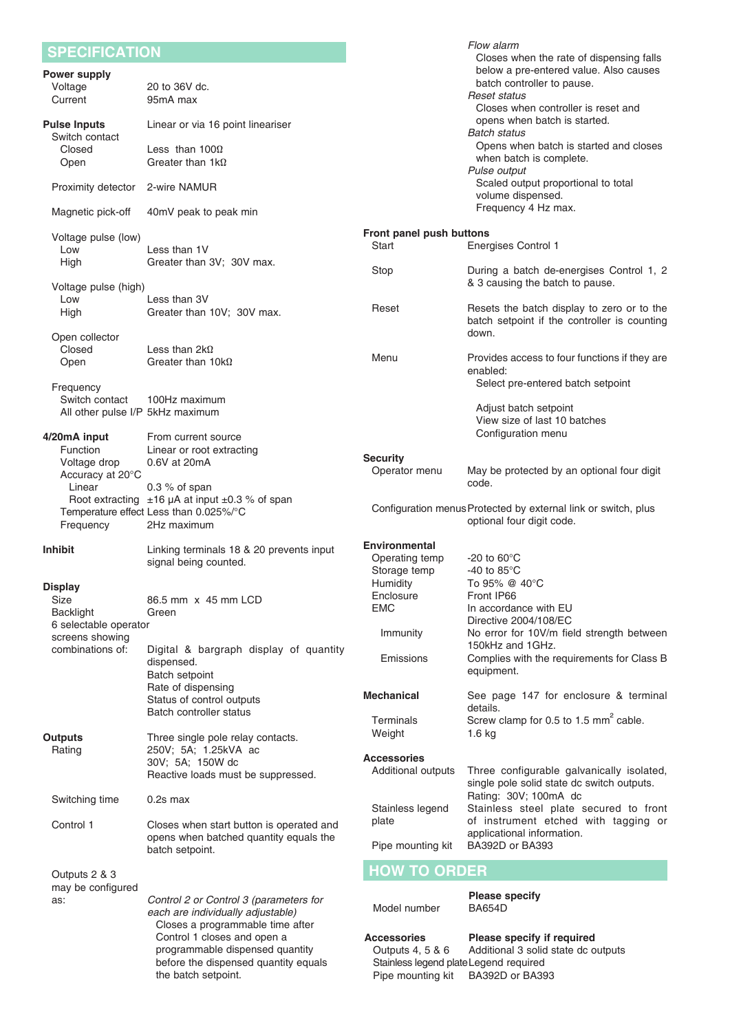## SPECIFICATION

**Power supply**

| | |
|---|---|
| Voltage | 20 to 36V dc. |
| Current | 95mA max |

**Pulse Inputs** — Linear or via 16 point lineariser

| | |
|---|---|
| Switch contact | |
| Closed | Less than 100Ω |
| Open | Greater than 1kΩ |
| Proximity detector | 2-wire NAMUR |
| Magnetic pick-off | 40mV peak to peak min |
| Voltage pulse (low) | |
| Low | Less than 1V |
| High | Greater than 3V; 30V max. |
| Voltage pulse (high) | |
| Low | Less than 3V |
| High | Greater than 10V; 30V max. |
| Open collector | |
| Closed | Less than 2kΩ |
| Open | Greater than 10kΩ |
| Frequency | |
| Switch contact | 100Hz maximum |
| All other pulse I/P | 5kHz maximum |

**4/20mA input** — From current source

| | |
|---|---|
| Function | Linear or root extracting |
| Voltage drop | 0.6V at 20mA |
| Accuracy at 20°C | |
| Linear | 0.3 % of span |
| Root extracting | ±16 µA at input ±0.3 % of span |
| Temperature effect | Less than 0.025%/°C |
| Frequency | 2Hz maximum |

**Inhibit** — Linking terminals 18 & 20 prevents input signal being counted.

**Display**

| | |
|---|---|
| Size | 86.5 mm x 45 mm LCD |
| Backlight | Green |
| 6 selectable operator screens showing combinations of: | Digital & bargraph display of quantity dispensed.<br>Batch setpoint<br>Rate of dispensing<br>Status of control outputs<br>Batch controller status |

**Outputs** — Three single pole relay contacts.

| | |
|---|---|
| Rating | 250V; 5A; 1.25kVA ac<br>30V; 5A; 150W dc<br>Reactive loads must be suppressed. |
| Switching time | 0.2s max |
| Control 1 | Closes when start button is operated and opens when batched quantity equals the batch setpoint. |

Outputs 2 & 3 may be configured as:

*Control 2 or Control 3 (parameters for each are individually adjustable)*
Closes a programmable time after Control 1 closes and open a programmable dispensed quantity before the dispensed quantity equals the batch setpoint.

*Flow alarm*
Closes when the rate of dispensing falls below a pre-entered value. Also causes batch controller to pause.

*Reset status*
Closes when controller is reset and opens when batch is started.

*Batch status*
Opens when batch is started and closes when batch is complete.

*Pulse output*
Scaled output proportional to total volume dispensed.
Frequency 4 Hz max.

**Front panel push buttons**

| | |
|---|---|
| Start | Energises Control 1 |
| Stop | During a batch de-energises Control 1, 2 & 3 causing the batch to pause. |
| Reset | Resets the batch display to zero or to the batch setpoint if the controller is counting down. |
| Menu | Provides access to four functions if they are enabled:<br>Select pre-entered batch setpoint<br>Adjust batch setpoint<br>View size of last 10 batches<br>Configuration menu |

**Security**

| | |
|---|---|
| Operator menu | May be protected by an optional four digit code. |
| Configuration menus | Protected by external link or switch, plus optional four digit code. |

**Environmental**

| | |
|---|---|
| Operating temp | -20 to 60°C |
| Storage temp | -40 to 85°C |
| Humidity | To 95% @ 40°C |
| Enclosure | Front IP66 |
| EMC | In accordance with EU Directive 2004/108/EC |
| Immunity | No error for 10V/m field strength between 150kHz and 1GHz. |
| Emissions | Complies with the requirements for Class B equipment. |

**Mechanical** — See page 147 for enclosure & terminal details.

| | |
|---|---|
| Terminals | Screw clamp for 0.5 to 1.5 $mm^2$ cable. |
| Weight | 1.6 kg |

**Accessories**

| | |
|---|---|
| Additional outputs | Three configurable galvanically isolated, single pole solid state dc switch outputs.<br>Rating: 30V; 100mA dc |
| Stainless legend plate | Stainless steel plate secured to front of instrument etched with tagging or applicational information. |
| Pipe mounting kit | BA392D or BA393 |

## HOW TO ORDER

| | **Please specify** |
|---|---|
| Model number | BA654D |

| **Accessories** | **Please specify if required** |
|---|---|
| Outputs 4, 5 & 6 | Additional 3 solid state dc outputs |
| Stainless legend plate | Legend required |
| Pipe mounting kit | BA392D or BA393 |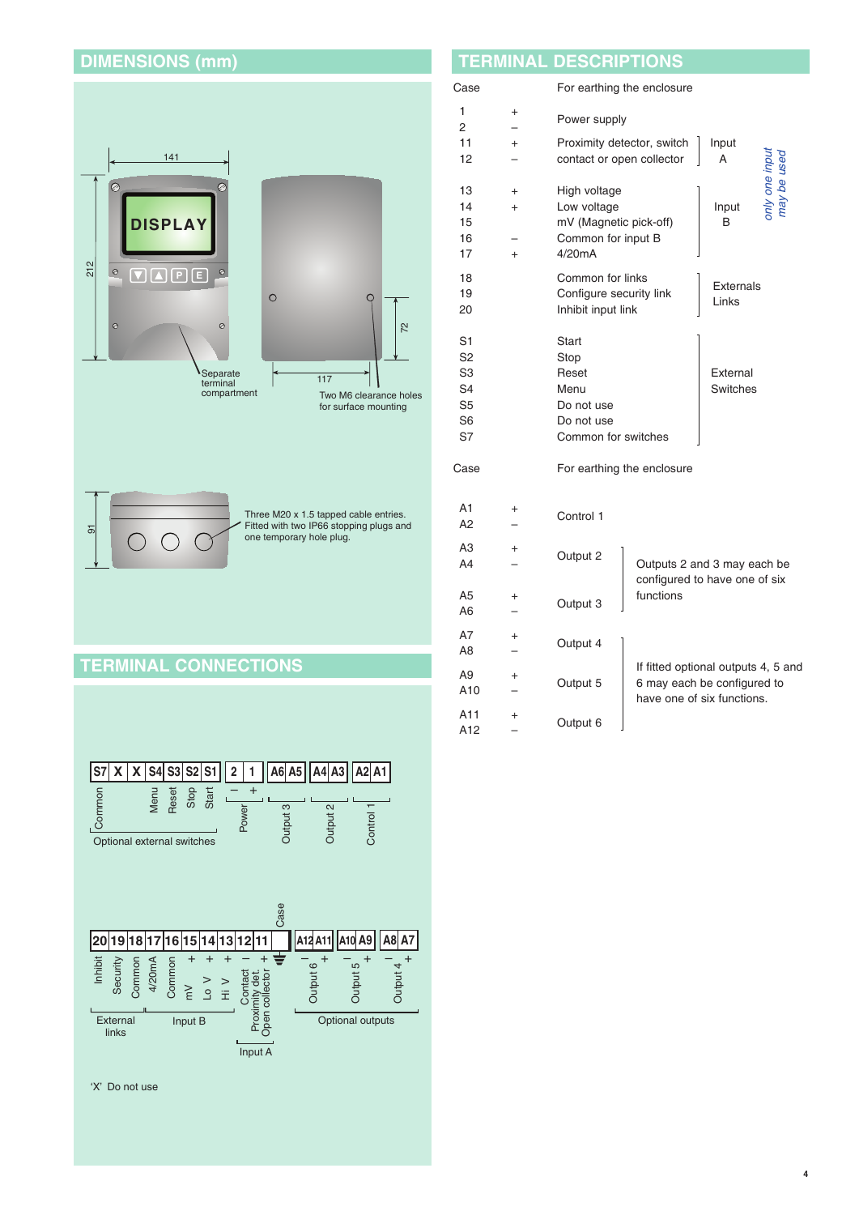## DIMENSIONS (mm)

141

212

DISPLAY

▼ ▲ P E

72

117

Separate terminal compartment

Two M6 clearance holes for surface mounting

91

Three M20 x 1.5 tapped cable entries. Fitted with two IP66 stopping plugs and one temporary hole plug.

## TERMINAL CONNECTIONS

S7 X X S4 S3 S2 S1 | 2 1 | A6 A5 | A4 A3 | A2 A1

Common, Menu, Reset, Stop, Start — Optional external switches

Power (– +), Output 3, Output 2, Control 1

20 19 18 17 16 15 14 13 12 11 Case | A12 A11 | A10 A9 | A8 A7

Inhibit, Security, Common — External links

4/20mA, Common, mV, Lo V, Hi V — Input B

Contact, Proximity det., Open collector — Input A

Output 6, Output 5, Output 4 — Optional outputs

'X' Do not use

## TERMINAL DESCRIPTIONS

| Terminal | Polarity | Description | Group |
|---|---|---|---|
| Case | | For earthing the enclosure | |
| 1 | + | Power supply | |
| 2 | – | | |
| 11 | + | Proximity detector, switch | Input A |
| 12 | – | contact or open collector | |
| 13 | + | High voltage | Input B |
| 14 | + | Low voltage | |
| 15 | | mV (Magnetic pick-off) | |
| 16 | – | Common for input B | |
| 17 | + | 4/20mA | |
| 18 | | Common for links | Externals Links |
| 19 | | Configure security link | |
| 20 | | Inhibit input link | |
| S1 | | Start | External Switches |
| S2 | | Stop | |
| S3 | | Reset | |
| S4 | | Menu | |
| S5 | | Do not use | |
| S6 | | Do not use | |
| S7 | | Common for switches | |
| Case | | For earthing the enclosure | |
| A1 | + | Control 1 | |
| A2 | – | | |
| A3 | + | Output 2 | Outputs 2 and 3 may each be configured to have one of six functions |
| A4 | – | | |
| A5 | + | Output 3 | |
| A6 | – | | |
| A7 | + | Output 4 | If fitted optional outputs 4, 5 and 6 may each be configured to have one of six functions. |
| A8 | – | | |
| A9 | + | Output 5 | |
| A10 | – | | |
| A11 | + | Output 6 | |
| A12 | – | | |

*only one input may be used* (Input A / Input B)